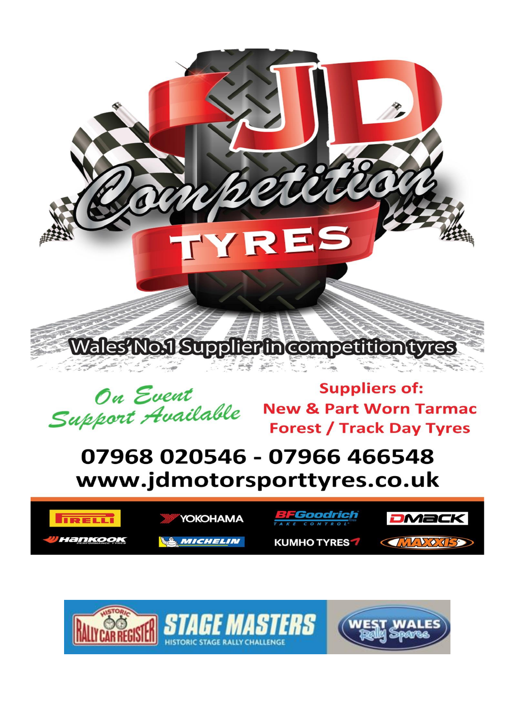# JD Competition TYRES

Wales' No.1 Supplier in competition tyres

*On Event Support Available*

**Suppliers of:**
**New & Part Worn Tarmac**
**Forest / Track Day Tyres**

**07968 020546 - 07966 466548**
**www.jdmotorsporttyres.co.uk**

PIRELLI | YOKOHAMA | BFGoodrich TAKE CONTROL | DMACK
HANKOOK | MICHELIN | KUMHO TYRES | MAXXIS

HISTORIC RALLY CAR REGISTER — STAGE MASTERS HISTORIC STAGE RALLY CHALLENGE — WEST WALES Rally Spares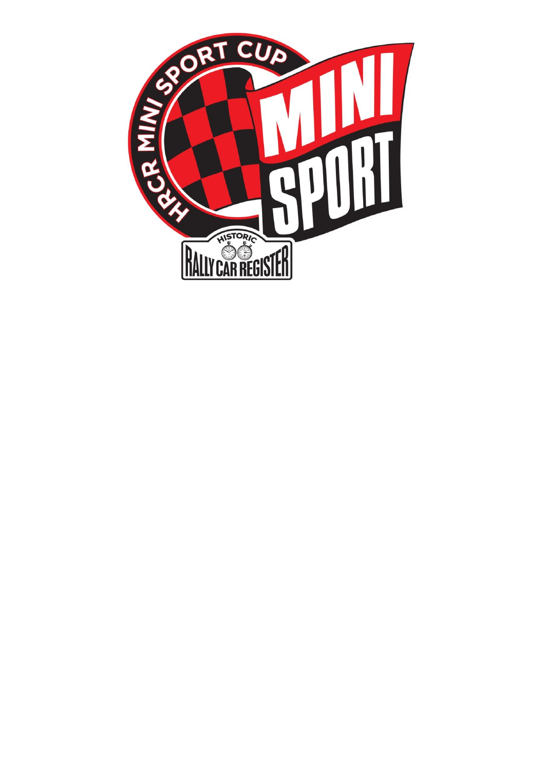HRCR MINI SPORT CUP

MINI SPORT

HISTORIC RALLY CAR REGISTER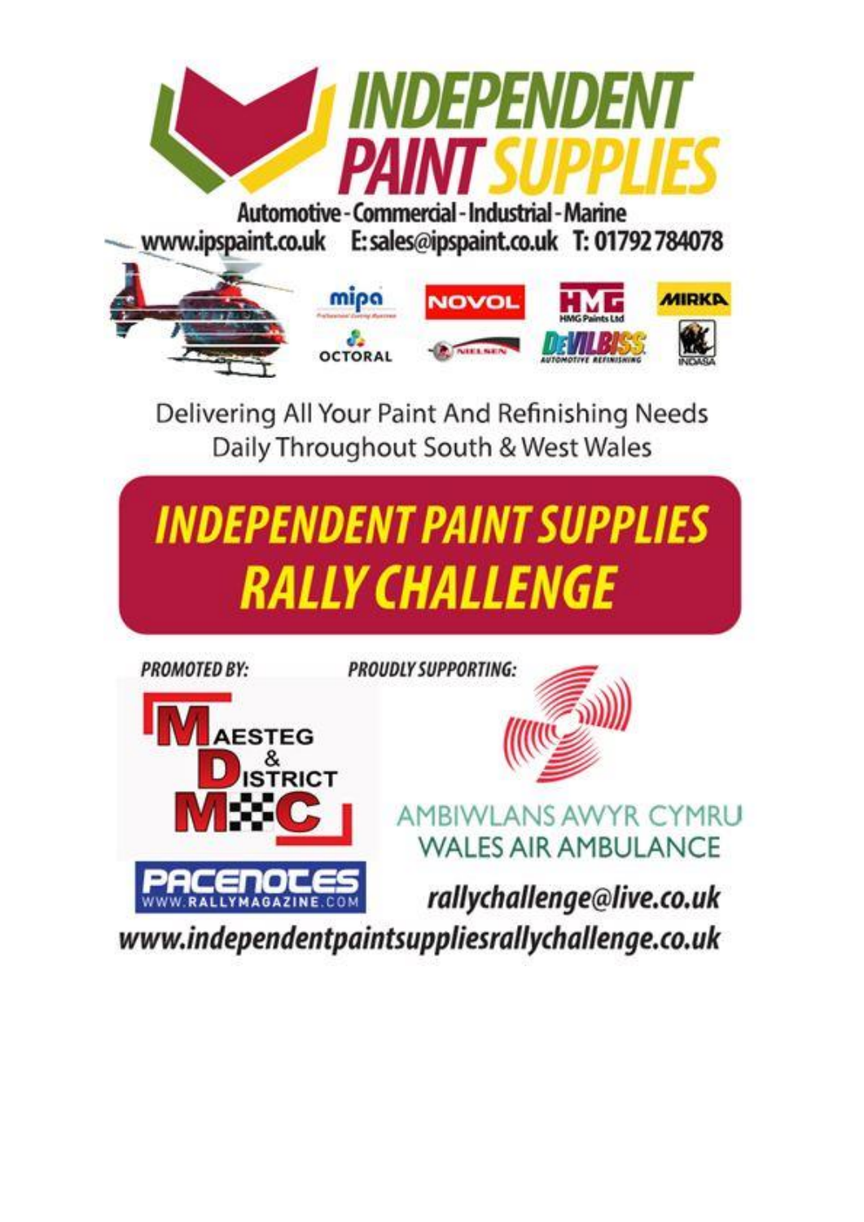# INDEPENDENT PAINT SUPPLIES

Automotive - Commercial - Industrial - Marine

www.ipspaint.co.uk E: sales@ipspaint.co.uk T: 01792 784078

mipa · NOVOL · HMG · MIRKA · OCTORAL · NIELSEN · DeVILBISS · INDASA

Delivering All Your Paint And Refinishing Needs
Daily Throughout South & West Wales

# INDEPENDENT PAINT SUPPLIES RALLY CHALLENGE

**PROMOTED BY:**

Maesteg & District MC

PACENOTES WWW.RALLYMAGAZINE.COM

**PROUDLY SUPPORTING:**

AMBIWLANS AWYR CYMRU
WALES AIR AMBULANCE

*rallychallenge@live.co.uk*

*www.independentpaintsuppliesrallychallenge.co.uk*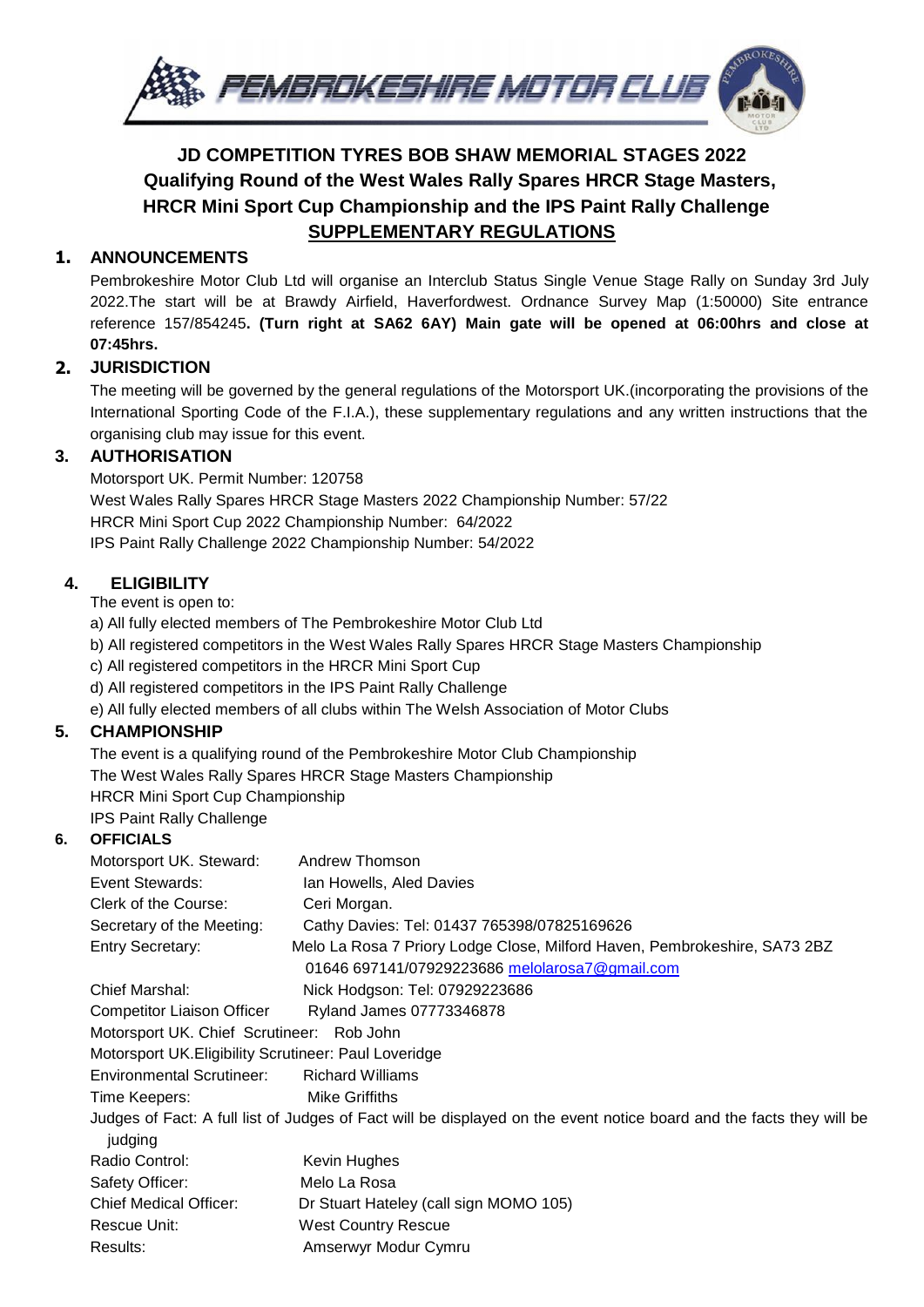# JD COMPETITION TYRES BOB SHAW MEMORIAL STAGES 2022

## Qualifying Round of the West Wales Rally Spares HRCR Stage Masters, HRCR Mini Sport Cup Championship and the IPS Paint Rally Challenge

## SUPPLEMENTARY REGULATIONS

### 1. ANNOUNCEMENTS

Pembrokeshire Motor Club Ltd will organise an Interclub Status Single Venue Stage Rally on Sunday 3rd July 2022.The start will be at Brawdy Airfield, Haverfordwest. Ordnance Survey Map (1:50000) Site entrance reference 157/854245**. (Turn right at SA62 6AY) Main gate will be opened at 06:00hrs and close at 07:45hrs.**

### 2. JURISDICTION

The meeting will be governed by the general regulations of the Motorsport UK.(incorporating the provisions of the International Sporting Code of the F.I.A.), these supplementary regulations and any written instructions that the organising club may issue for this event.

### 3. AUTHORISATION

Motorsport UK. Permit Number: 120758
West Wales Rally Spares HRCR Stage Masters 2022 Championship Number: 57/22
HRCR Mini Sport Cup 2022 Championship Number: 64/2022
IPS Paint Rally Challenge 2022 Championship Number: 54/2022

### 4. ELIGIBILITY

The event is open to:

a) All fully elected members of The Pembrokeshire Motor Club Ltd
b) All registered competitors in the West Wales Rally Spares HRCR Stage Masters Championship
c) All registered competitors in the HRCR Mini Sport Cup
d) All registered competitors in the IPS Paint Rally Challenge
e) All fully elected members of all clubs within The Welsh Association of Motor Clubs

### 5. CHAMPIONSHIP

The event is a qualifying round of the Pembrokeshire Motor Club Championship
The West Wales Rally Spares HRCR Stage Masters Championship
HRCR Mini Sport Cup Championship
IPS Paint Rally Challenge

### 6. OFFICIALS

Motorsport UK. Steward: Andrew Thomson
Event Stewards: Ian Howells, Aled Davies
Clerk of the Course: Ceri Morgan.
Secretary of the Meeting: Cathy Davies: Tel: 01437 765398/07825169626
Entry Secretary: Melo La Rosa 7 Priory Lodge Close, Milford Haven, Pembrokeshire, SA73 2BZ 01646 697141/07929223686 melolarosa7@gmail.com
Chief Marshal: Nick Hodgson: Tel: 07929223686
Competitor Liaison Officer Ryland James 07773346878
Motorsport UK. Chief Scrutineer: Rob John
Motorsport UK.Eligibility Scrutineer: Paul Loveridge
Environmental Scrutineer: Richard Williams
Time Keepers: Mike Griffiths
Judges of Fact: A full list of Judges of Fact will be displayed on the event notice board and the facts they will be judging
Radio Control: Kevin Hughes
Safety Officer: Melo La Rosa
Chief Medical Officer: Dr Stuart Hateley (call sign MOMO 105)
Rescue Unit: West Country Rescue
Results: Amserwyr Modur Cymru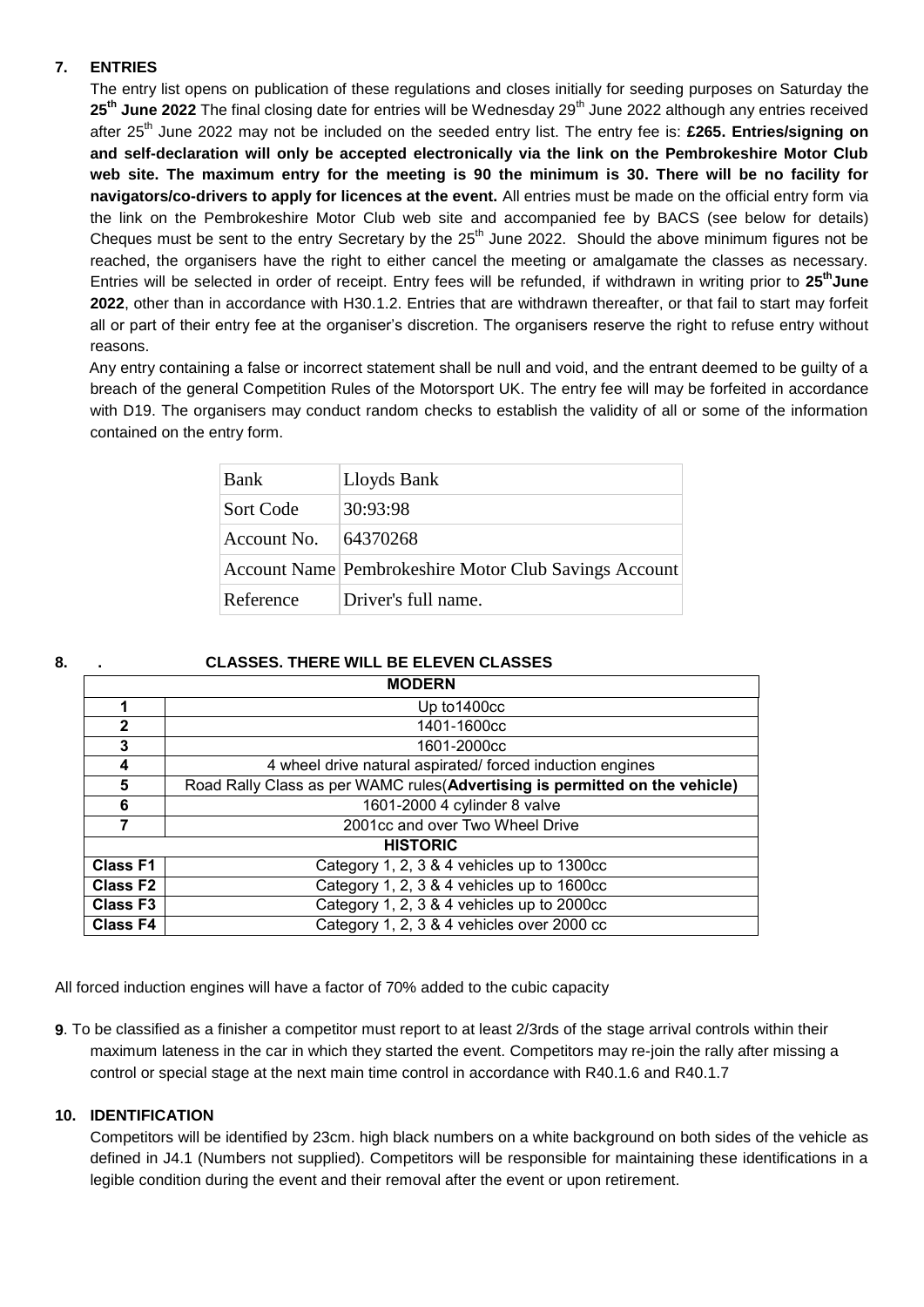## 7. ENTRIES

The entry list opens on publication of these regulations and closes initially for seeding purposes on Saturday the **25th June 2022** The final closing date for entries will be Wednesday 29th June 2022 although any entries received after 25th June 2022 may not be included on the seeded entry list. The entry fee is: **£265. Entries/signing on and self-declaration will only be accepted electronically via the link on the Pembrokeshire Motor Club web site. The maximum entry for the meeting is 90 the minimum is 30. There will be no facility for navigators/co-drivers to apply for licences at the event.** All entries must be made on the official entry form via the link on the Pembrokeshire Motor Club web site and accompanied fee by BACS (see below for details) Cheques must be sent to the entry Secretary by the 25th June 2022. Should the above minimum figures not be reached, the organisers have the right to either cancel the meeting or amalgamate the classes as necessary. Entries will be selected in order of receipt. Entry fees will be refunded, if withdrawn in writing prior to **25th June 2022**, other than in accordance with H30.1.2. Entries that are withdrawn thereafter, or that fail to start may forfeit all or part of their entry fee at the organiser's discretion. The organisers reserve the right to refuse entry without reasons.

Any entry containing a false or incorrect statement shall be null and void, and the entrant deemed to be guilty of a breach of the general Competition Rules of the Motorsport UK. The entry fee will may be forfeited in accordance with D19. The organisers may conduct random checks to establish the validity of all or some of the information contained on the entry form.

| | |
|---|---|
| Bank | Lloyds Bank |
| Sort Code | 30:93:98 |
| Account No. | 64370268 |
| Account Name | Pembrokeshire Motor Club Savings Account |
| Reference | Driver's full name. |

## 8. . CLASSES. THERE WILL BE ELEVEN CLASSES

| | **MODERN** |
|---|---|
| **1** | Up to1400cc |
| **2** | 1401-1600cc |
| **3** | 1601-2000cc |
| **4** | 4 wheel drive natural aspirated/ forced induction engines |
| **5** | Road Rally Class as per WAMC rules(**Advertising is permitted on the vehicle)** |
| **6** | 1601-2000 4 cylinder 8 valve |
| **7** | 2001cc and over Two Wheel Drive |
| | **HISTORIC** |
| **Class F1** | Category 1, 2, 3 & 4 vehicles up to 1300cc |
| **Class F2** | Category 1, 2, 3 & 4 vehicles up to 1600cc |
| **Class F3** | Category 1, 2, 3 & 4 vehicles up to 2000cc |
| **Class F4** | Category 1, 2, 3 & 4 vehicles over 2000 cc |

All forced induction engines will have a factor of 70% added to the cubic capacity

**9**. To be classified as a finisher a competitor must report to at least 2/3rds of the stage arrival controls within their maximum lateness in the car in which they started the event. Competitors may re-join the rally after missing a control or special stage at the next main time control in accordance with R40.1.6 and R40.1.7

## 10. IDENTIFICATION

Competitors will be identified by 23cm. high black numbers on a white background on both sides of the vehicle as defined in J4.1 (Numbers not supplied). Competitors will be responsible for maintaining these identifications in a legible condition during the event and their removal after the event or upon retirement.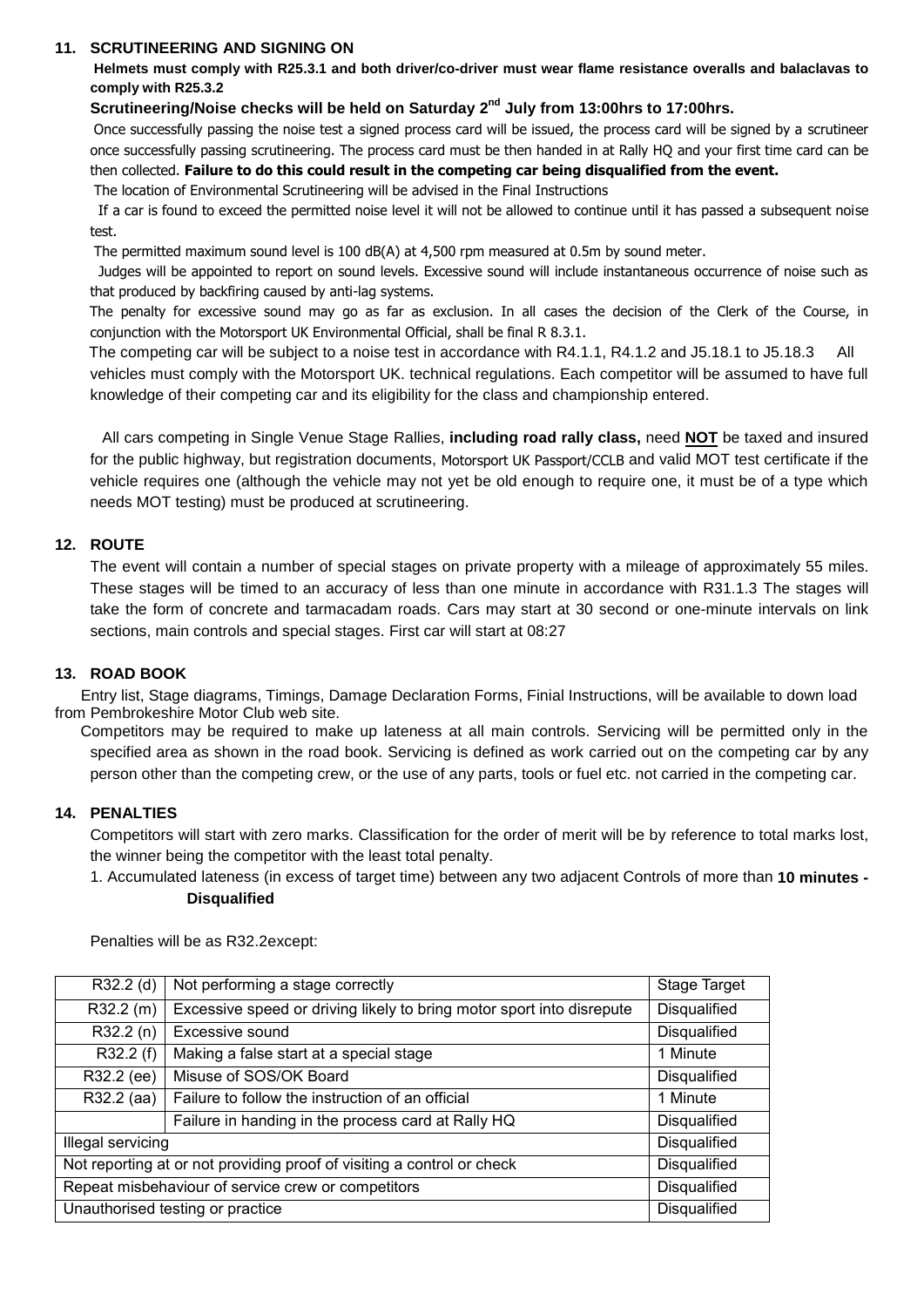## 11. SCRUTINEERING AND SIGNING ON

**Helmets must comply with R25.3.1 and both driver/co-driver must wear flame resistance overalls and balaclavas to comply with R25.3.2**

**Scrutineering/Noise checks will be held on Saturday 2nd July from 13:00hrs to 17:00hrs.**

Once successfully passing the noise test a signed process card will be issued, the process card will be signed by a scrutineer once successfully passing scrutineering. The process card must be then handed in at Rally HQ and your first time card can be then collected. **Failure to do this could result in the competing car being disqualified from the event.**

The location of Environmental Scrutineering will be advised in the Final Instructions

If a car is found to exceed the permitted noise level it will not be allowed to continue until it has passed a subsequent noise test.

The permitted maximum sound level is 100 dB(A) at 4,500 rpm measured at 0.5m by sound meter.

Judges will be appointed to report on sound levels. Excessive sound will include instantaneous occurrence of noise such as that produced by backfiring caused by anti-lag systems.

The penalty for excessive sound may go as far as exclusion. In all cases the decision of the Clerk of the Course, in conjunction with the Motorsport UK Environmental Official, shall be final R 8.3.1.

The competing car will be subject to a noise test in accordance with R4.1.1, R4.1.2 and J5.18.1 to J5.18.3 All vehicles must comply with the Motorsport UK. technical regulations. Each competitor will be assumed to have full knowledge of their competing car and its eligibility for the class and championship entered.

All cars competing in Single Venue Stage Rallies, **including road rally class,** need **NOT** be taxed and insured for the public highway, but registration documents, Motorsport UK Passport/CCLB and valid MOT test certificate if the vehicle requires one (although the vehicle may not yet be old enough to require one, it must be of a type which needs MOT testing) must be produced at scrutineering.

## 12. ROUTE

The event will contain a number of special stages on private property with a mileage of approximately 55 miles. These stages will be timed to an accuracy of less than one minute in accordance with R31.1.3 The stages will take the form of concrete and tarmacadam roads. Cars may start at 30 second or one-minute intervals on link sections, main controls and special stages. First car will start at 08:27

## 13. ROAD BOOK

Entry list, Stage diagrams, Timings, Damage Declaration Forms, Finial Instructions, will be available to down load from Pembrokeshire Motor Club web site.

Competitors may be required to make up lateness at all main controls. Servicing will be permitted only in the specified area as shown in the road book. Servicing is defined as work carried out on the competing car by any person other than the competing crew, or the use of any parts, tools or fuel etc. not carried in the competing car.

## 14. PENALTIES

Competitors will start with zero marks. Classification for the order of merit will be by reference to total marks lost, the winner being the competitor with the least total penalty.

1. Accumulated lateness (in excess of target time) between any two adjacent Controls of more than **10 minutes - Disqualified**

Penalties will be as R32.2except:

| | | |
|---|---|---|
| R32.2 (d) | Not performing a stage correctly | Stage Target |
| R32.2 (m) | Excessive speed or driving likely to bring motor sport into disrepute | Disqualified |
| R32.2 (n) | Excessive sound | Disqualified |
| R32.2 (f) | Making a false start at a special stage | 1 Minute |
| R32.2 (ee) | Misuse of SOS/OK Board | Disqualified |
| R32.2 (aa) | Failure to follow the instruction of an official | 1 Minute |
| | Failure in handing in the process card at Rally HQ | Disqualified |
| Illegal servicing | | Disqualified |
| Not reporting at or not providing proof of visiting a control or check | | Disqualified |
| Repeat misbehaviour of service crew or competitors | | Disqualified |
| Unauthorised testing or practice | | Disqualified |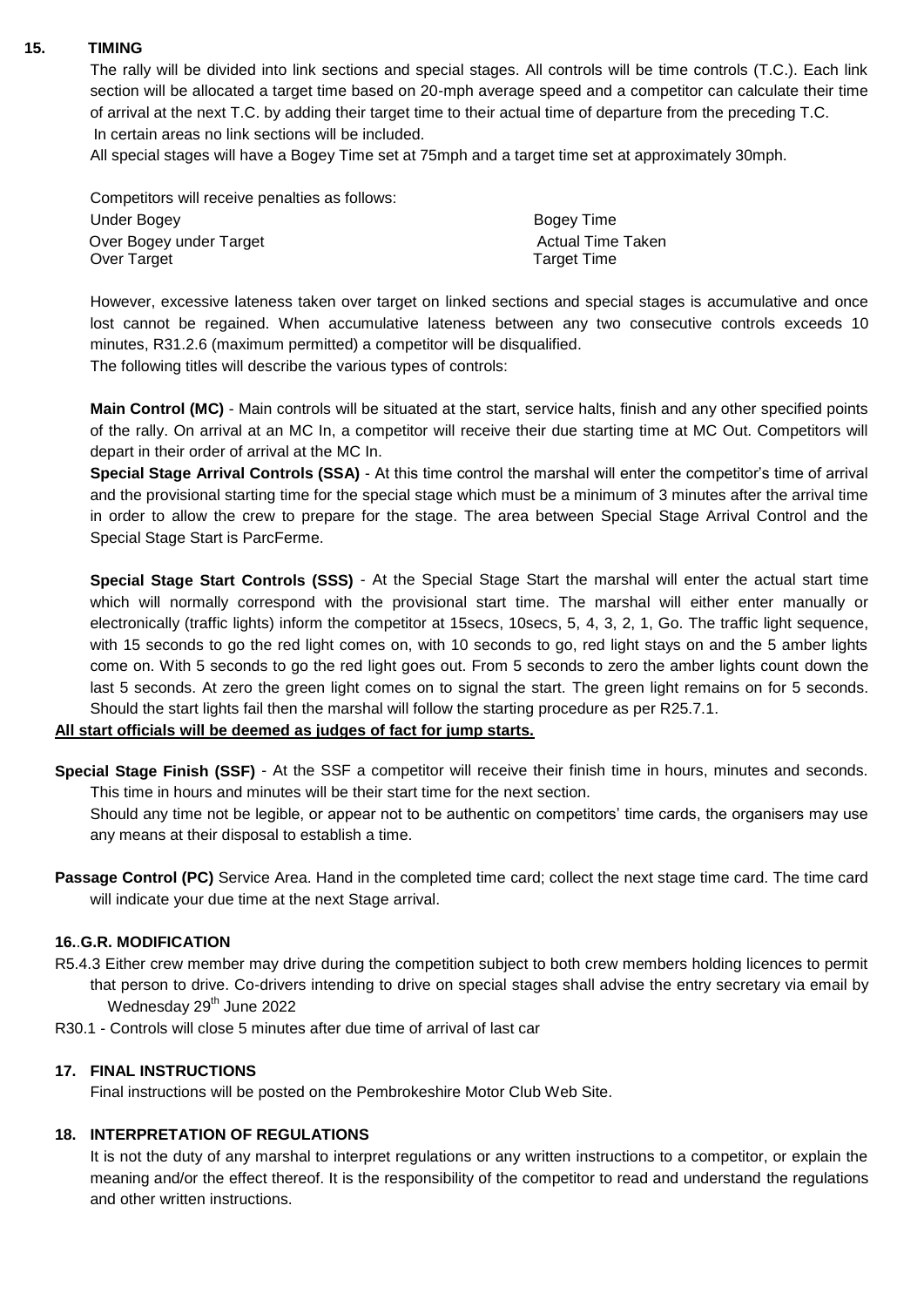## 15. TIMING

The rally will be divided into link sections and special stages. All controls will be time controls (T.C.). Each link section will be allocated a target time based on 20-mph average speed and a competitor can calculate their time of arrival at the next T.C. by adding their target time to their actual time of departure from the preceding T.C.

In certain areas no link sections will be included.

All special stages will have a Bogey Time set at 75mph and a target time set at approximately 30mph.

Competitors will receive penalties as follows:

| | |
|---|---|
| Under Bogey | Bogey Time |
| Over Bogey under Target | Actual Time Taken |
| Over Target | Target Time |

However, excessive lateness taken over target on linked sections and special stages is accumulative and once lost cannot be regained. When accumulative lateness between any two consecutive controls exceeds 10 minutes, R31.2.6 (maximum permitted) a competitor will be disqualified.

The following titles will describe the various types of controls:

**Main Control (MC)** - Main controls will be situated at the start, service halts, finish and any other specified points of the rally. On arrival at an MC In, a competitor will receive their due starting time at MC Out. Competitors will depart in their order of arrival at the MC In.

**Special Stage Arrival Controls (SSA)** - At this time control the marshal will enter the competitor's time of arrival and the provisional starting time for the special stage which must be a minimum of 3 minutes after the arrival time in order to allow the crew to prepare for the stage. The area between Special Stage Arrival Control and the Special Stage Start is ParcFerme.

**Special Stage Start Controls (SSS)** - At the Special Stage Start the marshal will enter the actual start time which will normally correspond with the provisional start time. The marshal will either enter manually or electronically (traffic lights) inform the competitor at 15secs, 10secs, 5, 4, 3, 2, 1, Go. The traffic light sequence, with 15 seconds to go the red light comes on, with 10 seconds to go, red light stays on and the 5 amber lights come on. With 5 seconds to go the red light goes out. From 5 seconds to zero the amber lights count down the last 5 seconds. At zero the green light comes on to signal the start. The green light remains on for 5 seconds. Should the start lights fail then the marshal will follow the starting procedure as per R25.7.1.

**All start officials will be deemed as judges of fact for jump starts.**

**Special Stage Finish (SSF)** - At the SSF a competitor will receive their finish time in hours, minutes and seconds. This time in hours and minutes will be their start time for the next section.

Should any time not be legible, or appear not to be authentic on competitors' time cards, the organisers may use any means at their disposal to establish a time.

**Passage Control (PC)** Service Area. Hand in the completed time card; collect the next stage time card. The time card will indicate your due time at the next Stage arrival.

## 16..G.R. MODIFICATION

R5.4.3 Either crew member may drive during the competition subject to both crew members holding licences to permit that person to drive. Co-drivers intending to drive on special stages shall advise the entry secretary via email by Wednesday 29th June 2022

R30.1 - Controls will close 5 minutes after due time of arrival of last car

## 17. FINAL INSTRUCTIONS

Final instructions will be posted on the Pembrokeshire Motor Club Web Site.

## 18. INTERPRETATION OF REGULATIONS

It is not the duty of any marshal to interpret regulations or any written instructions to a competitor, or explain the meaning and/or the effect thereof. It is the responsibility of the competitor to read and understand the regulations and other written instructions.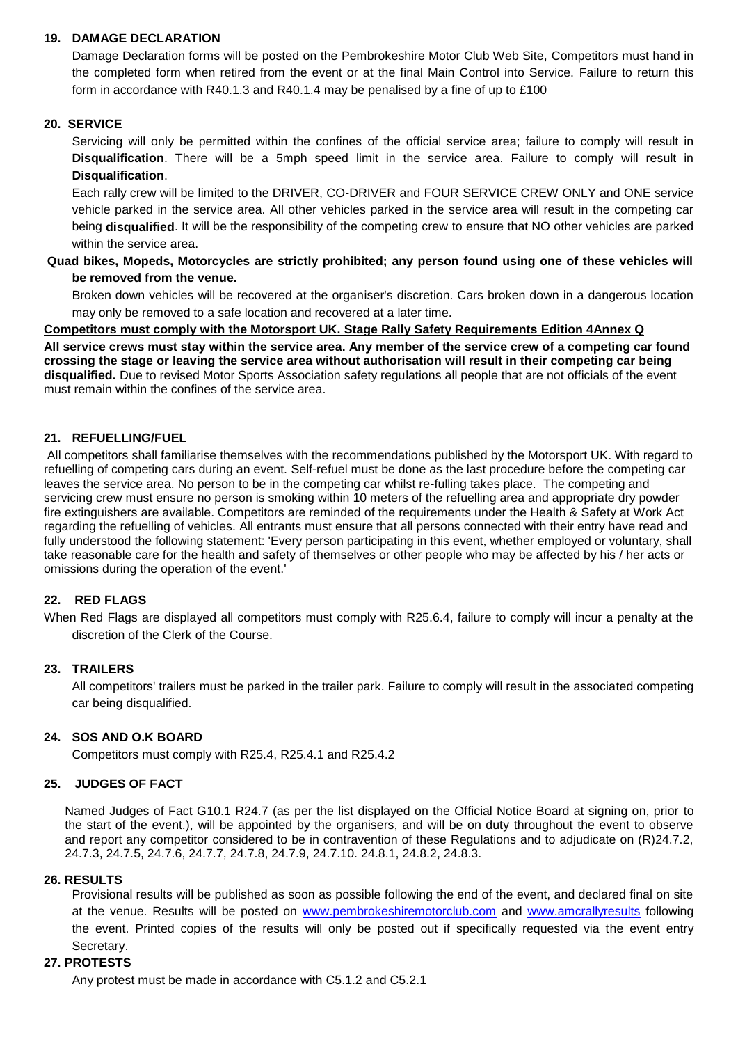### 19. DAMAGE DECLARATION

Damage Declaration forms will be posted on the Pembrokeshire Motor Club Web Site, Competitors must hand in the completed form when retired from the event or at the final Main Control into Service. Failure to return this form in accordance with R40.1.3 and R40.1.4 may be penalised by a fine of up to £100

### 20. SERVICE

Servicing will only be permitted within the confines of the official service area; failure to comply will result in **Disqualification**. There will be a 5mph speed limit in the service area. Failure to comply will result in **Disqualification**.

Each rally crew will be limited to the DRIVER, CO-DRIVER and FOUR SERVICE CREW ONLY and ONE service vehicle parked in the service area. All other vehicles parked in the service area will result in the competing car being **disqualified**. It will be the responsibility of the competing crew to ensure that NO other vehicles are parked within the service area.

**Quad bikes, Mopeds, Motorcycles are strictly prohibited; any person found using one of these vehicles will be removed from the venue.**

Broken down vehicles will be recovered at the organiser's discretion. Cars broken down in a dangerous location may only be removed to a safe location and recovered at a later time.

**Competitors must comply with the Motorsport UK. Stage Rally Safety Requirements Edition 4Annex Q**

**All service crews must stay within the service area. Any member of the service crew of a competing car found crossing the stage or leaving the service area without authorisation will result in their competing car being disqualified.** Due to revised Motor Sports Association safety regulations all people that are not officials of the event must remain within the confines of the service area.

### 21. REFUELLING/FUEL

All competitors shall familiarise themselves with the recommendations published by the Motorsport UK. With regard to refuelling of competing cars during an event. Self-refuel must be done as the last procedure before the competing car leaves the service area. No person to be in the competing car whilst re-fulling takes place. The competing and servicing crew must ensure no person is smoking within 10 meters of the refuelling area and appropriate dry powder fire extinguishers are available. Competitors are reminded of the requirements under the Health & Safety at Work Act regarding the refuelling of vehicles. All entrants must ensure that all persons connected with their entry have read and fully understood the following statement: 'Every person participating in this event, whether employed or voluntary, shall take reasonable care for the health and safety of themselves or other people who may be affected by his / her acts or omissions during the operation of the event.'

### 22. RED FLAGS

When Red Flags are displayed all competitors must comply with R25.6.4, failure to comply will incur a penalty at the discretion of the Clerk of the Course.

### 23. TRAILERS

All competitors' trailers must be parked in the trailer park. Failure to comply will result in the associated competing car being disqualified.

### 24. SOS AND O.K BOARD

Competitors must comply with R25.4, R25.4.1 and R25.4.2

### 25. JUDGES OF FACT

Named Judges of Fact G10.1 R24.7 (as per the list displayed on the Official Notice Board at signing on, prior to the start of the event.), will be appointed by the organisers, and will be on duty throughout the event to observe and report any competitor considered to be in contravention of these Regulations and to adjudicate on (R)24.7.2, 24.7.3, 24.7.5, 24.7.6, 24.7.7, 24.7.8, 24.7.9, 24.7.10. 24.8.1, 24.8.2, 24.8.3.

### 26. RESULTS

Provisional results will be published as soon as possible following the end of the event, and declared final on site at the venue. Results will be posted on www.pembrokeshiremotorclub.com and www.amcrallyresults following the event. Printed copies of the results will only be posted out if specifically requested via the event entry Secretary.

### 27. PROTESTS

Any protest must be made in accordance with C5.1.2 and C5.2.1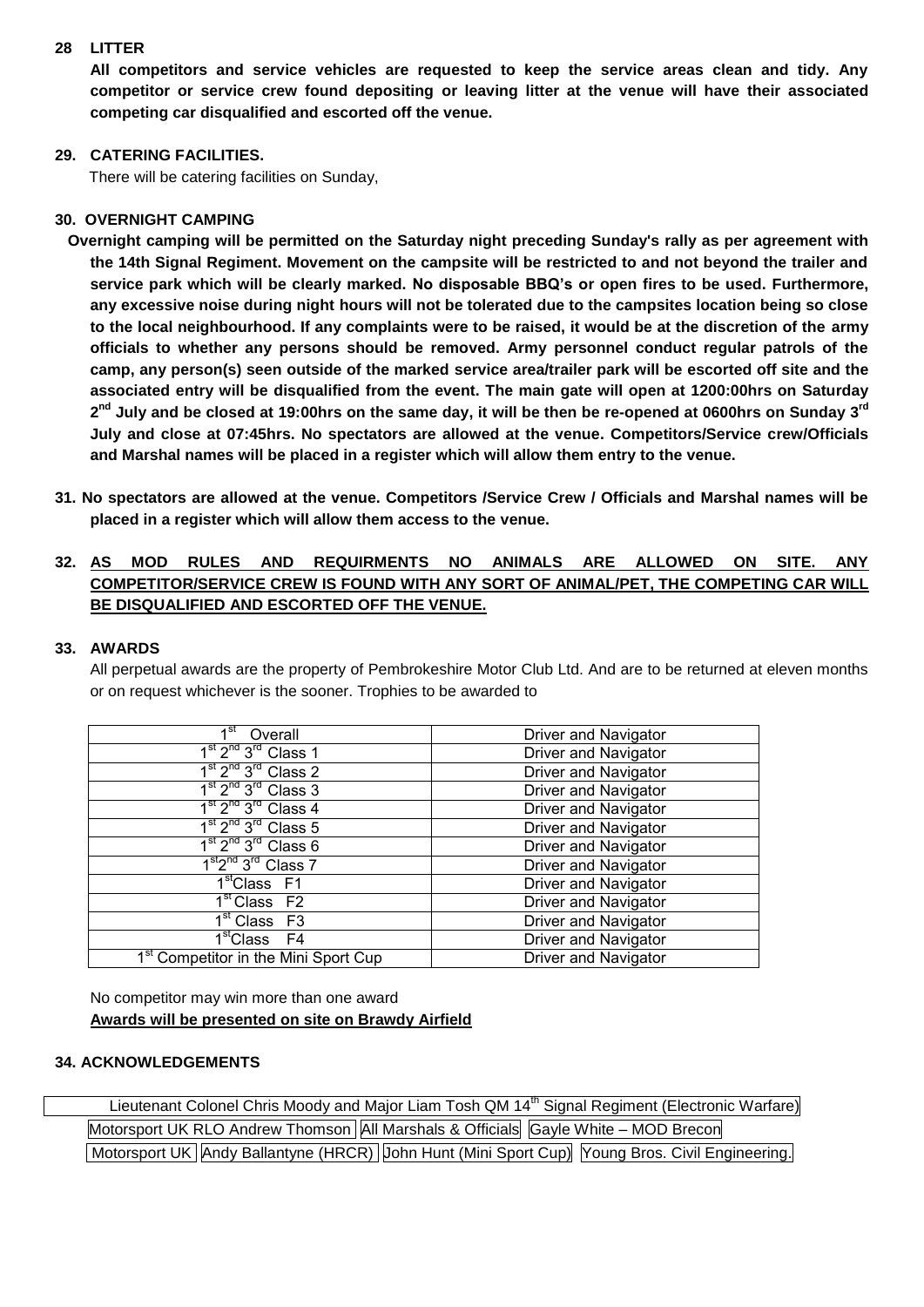**28 LITTER**

**All competitors and service vehicles are requested to keep the service areas clean and tidy. Any competitor or service crew found depositing or leaving litter at the venue will have their associated competing car disqualified and escorted off the venue.**

**29. CATERING FACILITIES.**

There will be catering facilities on Sunday,

**30. OVERNIGHT CAMPING**

**Overnight camping will be permitted on the Saturday night preceding Sunday's rally as per agreement with the 14th Signal Regiment. Movement on the campsite will be restricted to and not beyond the trailer and service park which will be clearly marked. No disposable BBQ's or open fires to be used. Furthermore, any excessive noise during night hours will not be tolerated due to the campsites location being so close to the local neighbourhood. If any complaints were to be raised, it would be at the discretion of the army officials to whether any persons should be removed. Army personnel conduct regular patrols of the camp, any person(s) seen outside of the marked service area/trailer park will be escorted off site and the associated entry will be disqualified from the event. The main gate will open at 1200:00hrs on Saturday 2nd July and be closed at 19:00hrs on the same day, it will be then be re-opened at 0600hrs on Sunday 3rd July and close at 07:45hrs. No spectators are allowed at the venue. Competitors/Service crew/Officials and Marshal names will be placed in a register which will allow them entry to the venue.**

**31. No spectators are allowed at the venue. Competitors /Service Crew / Officials and Marshal names will be placed in a register which will allow them access to the venue.**

**32. <u>AS MOD RULES AND REQUIRMENTS NO ANIMALS ARE ALLOWED ON SITE. ANY COMPETITOR/SERVICE CREW IS FOUND WITH ANY SORT OF ANIMAL/PET, THE COMPETING CAR WILL BE DISQUALIFIED AND ESCORTED OFF THE VENUE.</u>**

**33. AWARDS**

All perpetual awards are the property of Pembrokeshire Motor Club Ltd. And are to be returned at eleven months or on request whichever is the sooner. Trophies to be awarded to

| | |
|---|---|
| 1st Overall | Driver and Navigator |
| 1st 2nd 3rd Class 1 | Driver and Navigator |
| 1st 2nd 3rd Class 2 | Driver and Navigator |
| 1st 2nd 3rd Class 3 | Driver and Navigator |
| 1st 2nd 3rd Class 4 | Driver and Navigator |
| 1st 2nd 3rd Class 5 | Driver and Navigator |
| 1st 2nd 3rd Class 6 | Driver and Navigator |
| 1st 2nd 3rd Class 7 | Driver and Navigator |
| 1st Class F1 | Driver and Navigator |
| 1st Class F2 | Driver and Navigator |
| 1st Class F3 | Driver and Navigator |
| 1st Class F4 | Driver and Navigator |
| 1st Competitor in the Mini Sport Cup | Driver and Navigator |

No competitor may win more than one award

**<u>Awards will be presented on site on Brawdy Airfield</u>**

**34. ACKNOWLEDGEMENTS**

Lieutenant Colonel Chris Moody and Major Liam Tosh QM 14th Signal Regiment (Electronic Warfare)

Motorsport UK RLO Andrew Thomson | All Marshals & Officials | Gayle White – MOD Brecon

Motorsport UK | Andy Ballantyne (HRCR) | John Hunt (Mini Sport Cup) | Young Bros. Civil Engineering.